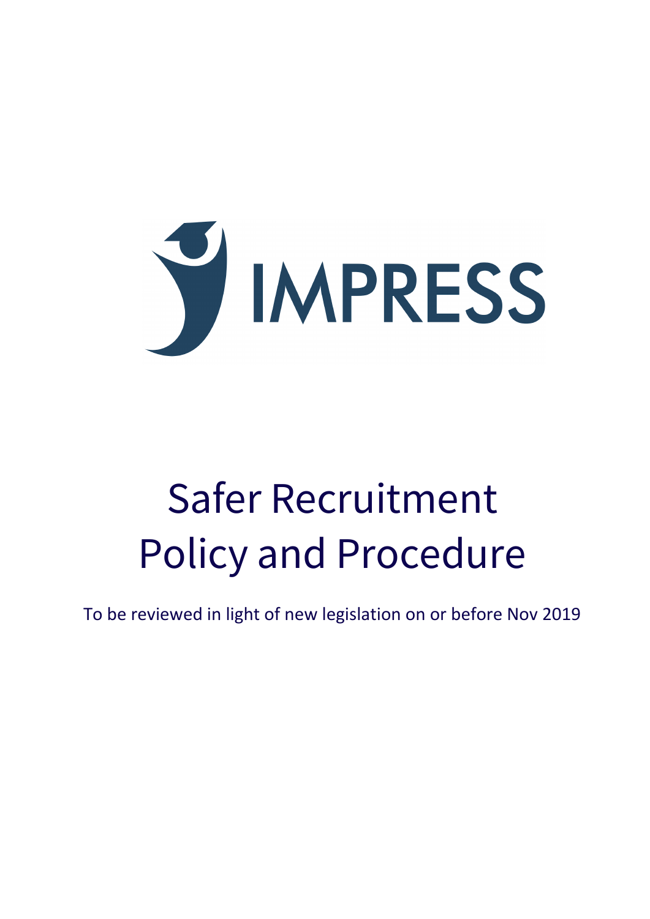IMPRESS

# Safer Recruitment Policy and Procedure

To be reviewed in light of new legislation on or before Nov 2019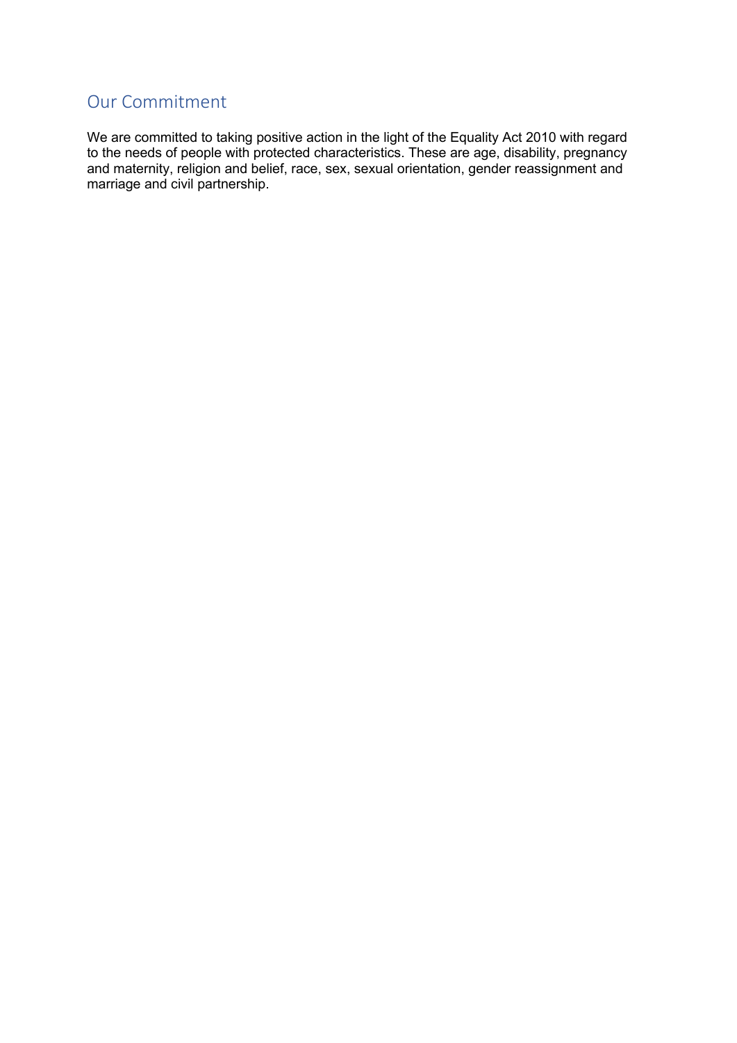## Our Commitment

We are committed to taking positive action in the light of the Equality Act 2010 with regard to the needs of people with protected characteristics. These are age, disability, pregnancy and maternity, religion and belief, race, sex, sexual orientation, gender reassignment and marriage and civil partnership.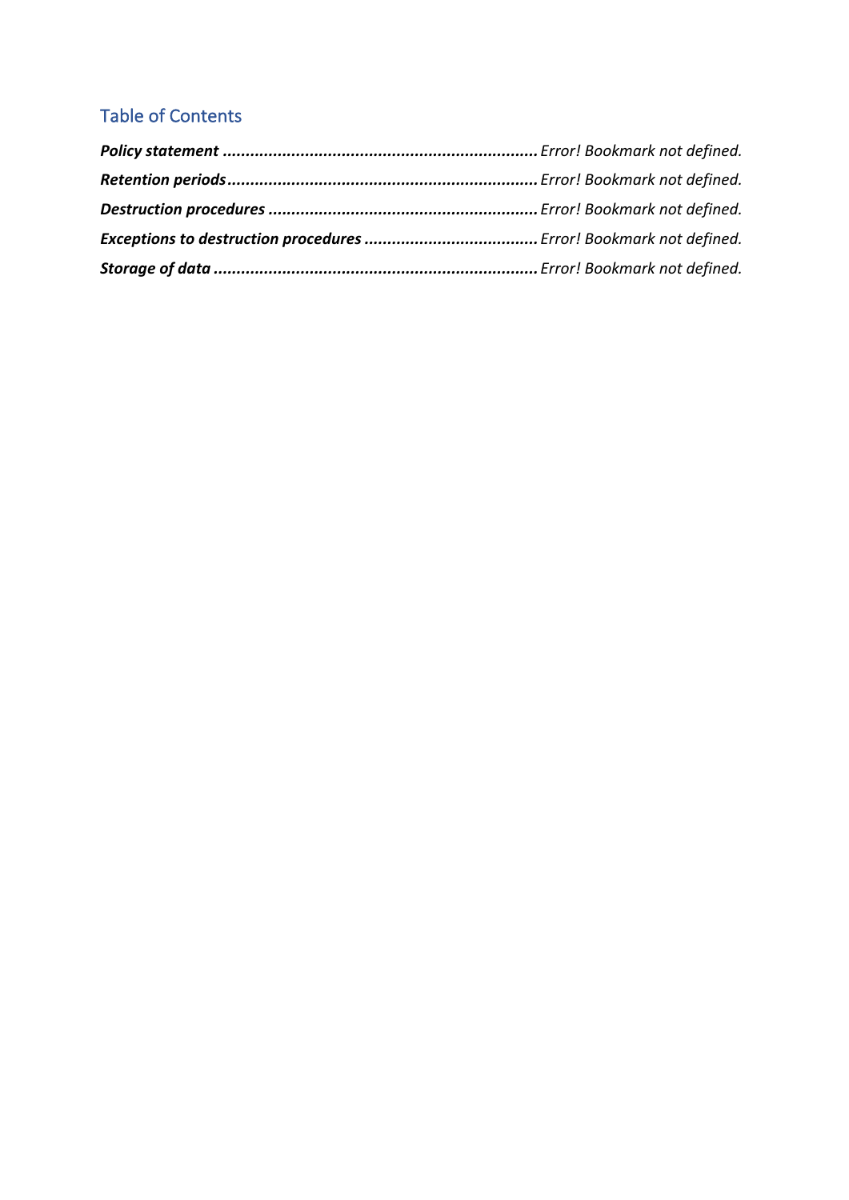## Table of Contents

***Policy statement*** ........................................................................ *Error! Bookmark not defined.*

***Retention periods***...................................................................... *Error! Bookmark not defined.*

***Destruction procedures*** ............................................................. *Error! Bookmark not defined.*

***Exceptions to destruction procedures*** ....................................... *Error! Bookmark not defined.*

***Storage of data*** ......................................................................... *Error! Bookmark not defined.*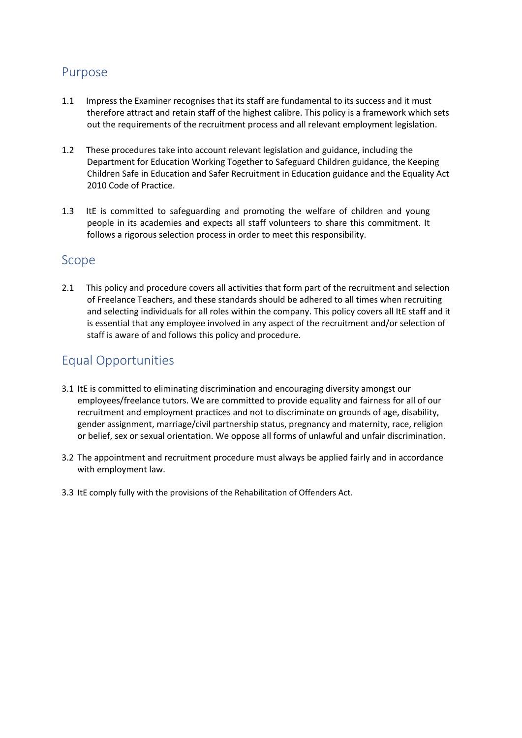## Purpose

1.1 Impress the Examiner recognises that its staff are fundamental to its success and it must therefore attract and retain staff of the highest calibre. This policy is a framework which sets out the requirements of the recruitment process and all relevant employment legislation.

1.2 These procedures take into account relevant legislation and guidance, including the Department for Education Working Together to Safeguard Children guidance, the Keeping Children Safe in Education and Safer Recruitment in Education guidance and the Equality Act 2010 Code of Practice.

1.3 ItE is committed to safeguarding and promoting the welfare of children and young people in its academies and expects all staff volunteers to share this commitment. It follows a rigorous selection process in order to meet this responsibility.

## Scope

2.1 This policy and procedure covers all activities that form part of the recruitment and selection of Freelance Teachers, and these standards should be adhered to all times when recruiting and selecting individuals for all roles within the company. This policy covers all ItE staff and it is essential that any employee involved in any aspect of the recruitment and/or selection of staff is aware of and follows this policy and procedure.

## Equal Opportunities

3.1 ItE is committed to eliminating discrimination and encouraging diversity amongst our employees/freelance tutors. We are committed to provide equality and fairness for all of our recruitment and employment practices and not to discriminate on grounds of age, disability, gender assignment, marriage/civil partnership status, pregnancy and maternity, race, religion or belief, sex or sexual orientation. We oppose all forms of unlawful and unfair discrimination.

3.2 The appointment and recruitment procedure must always be applied fairly and in accordance with employment law.

3.3 ItE comply fully with the provisions of the Rehabilitation of Offenders Act.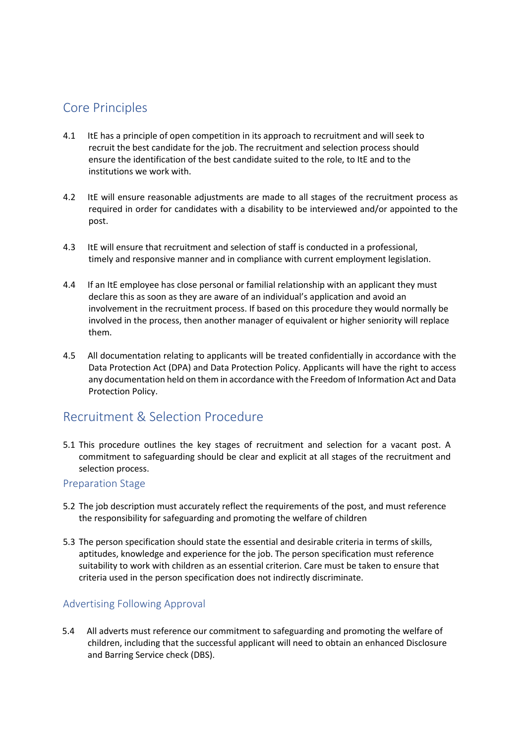## Core Principles

4.1 ItE has a principle of open competition in its approach to recruitment and will seek to recruit the best candidate for the job. The recruitment and selection process should ensure the identification of the best candidate suited to the role, to ItE and to the institutions we work with.

4.2 ItE will ensure reasonable adjustments are made to all stages of the recruitment process as required in order for candidates with a disability to be interviewed and/or appointed to the post.

4.3 ItE will ensure that recruitment and selection of staff is conducted in a professional, timely and responsive manner and in compliance with current employment legislation.

4.4 If an ItE employee has close personal or familial relationship with an applicant they must declare this as soon as they are aware of an individual's application and avoid an involvement in the recruitment process. If based on this procedure they would normally be involved in the process, then another manager of equivalent or higher seniority will replace them.

4.5 All documentation relating to applicants will be treated confidentially in accordance with the Data Protection Act (DPA) and Data Protection Policy. Applicants will have the right to access any documentation held on them in accordance with the Freedom of Information Act and Data Protection Policy.

## Recruitment & Selection Procedure

5.1 This procedure outlines the key stages of recruitment and selection for a vacant post. A commitment to safeguarding should be clear and explicit at all stages of the recruitment and selection process.

### Preparation Stage

5.2 The job description must accurately reflect the requirements of the post, and must reference the responsibility for safeguarding and promoting the welfare of children

5.3 The person specification should state the essential and desirable criteria in terms of skills, aptitudes, knowledge and experience for the job. The person specification must reference suitability to work with children as an essential criterion. Care must be taken to ensure that criteria used in the person specification does not indirectly discriminate.

### Advertising Following Approval

5.4 All adverts must reference our commitment to safeguarding and promoting the welfare of children, including that the successful applicant will need to obtain an enhanced Disclosure and Barring Service check (DBS).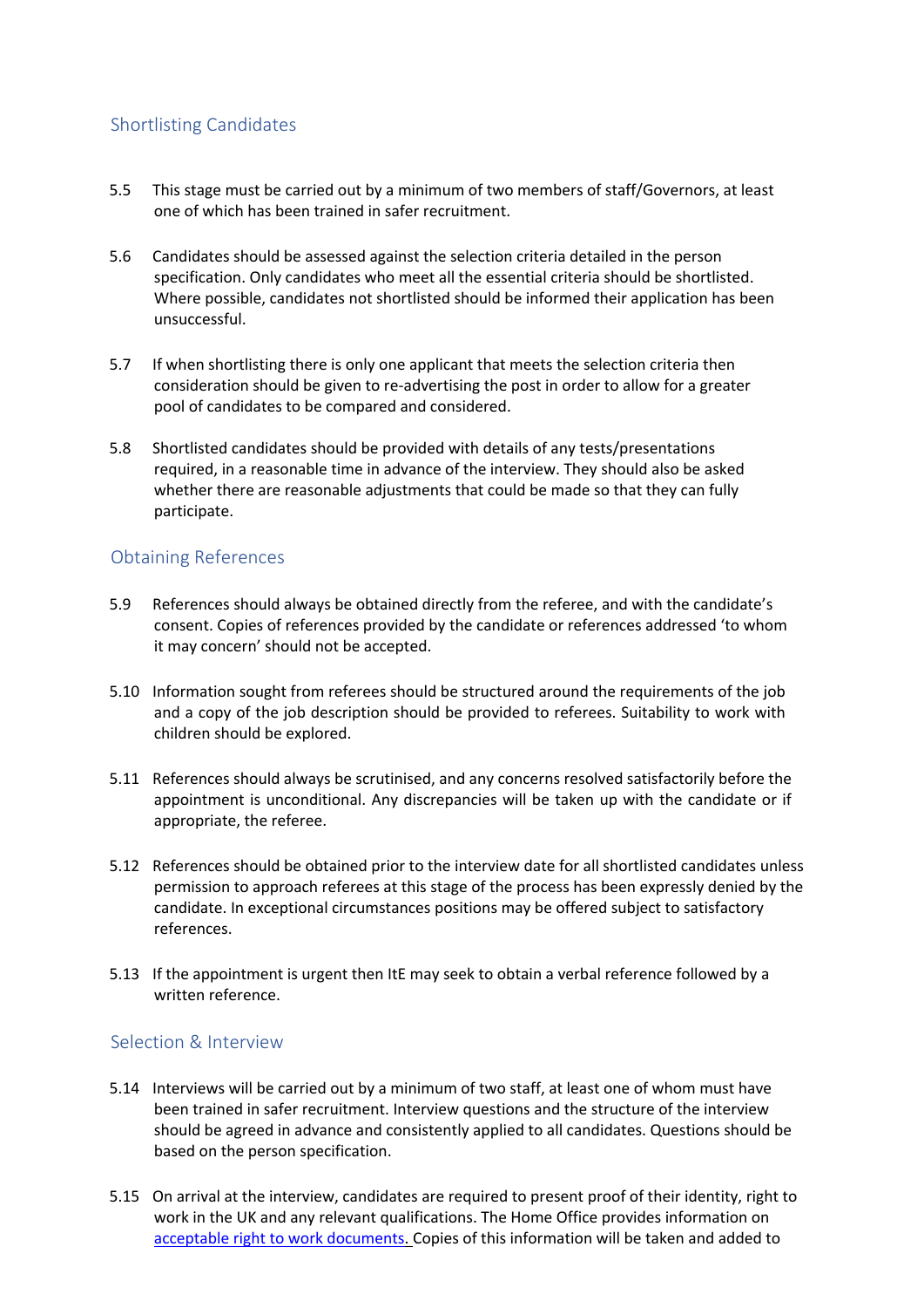## Shortlisting Candidates

5.5 This stage must be carried out by a minimum of two members of staff/Governors, at least one of which has been trained in safer recruitment.

5.6 Candidates should be assessed against the selection criteria detailed in the person specification. Only candidates who meet all the essential criteria should be shortlisted. Where possible, candidates not shortlisted should be informed their application has been unsuccessful.

5.7 If when shortlisting there is only one applicant that meets the selection criteria then consideration should be given to re-advertising the post in order to allow for a greater pool of candidates to be compared and considered.

5.8 Shortlisted candidates should be provided with details of any tests/presentations required, in a reasonable time in advance of the interview. They should also be asked whether there are reasonable adjustments that could be made so that they can fully participate.

## Obtaining References

5.9 References should always be obtained directly from the referee, and with the candidate's consent. Copies of references provided by the candidate or references addressed 'to whom it may concern' should not be accepted.

5.10 Information sought from referees should be structured around the requirements of the job and a copy of the job description should be provided to referees. Suitability to work with children should be explored.

5.11 References should always be scrutinised, and any concerns resolved satisfactorily before the appointment is unconditional. Any discrepancies will be taken up with the candidate or if appropriate, the referee.

5.12 References should be obtained prior to the interview date for all shortlisted candidates unless permission to approach referees at this stage of the process has been expressly denied by the candidate. In exceptional circumstances positions may be offered subject to satisfactory references.

5.13 If the appointment is urgent then ItE may seek to obtain a verbal reference followed by a written reference.

## Selection & Interview

5.14 Interviews will be carried out by a minimum of two staff, at least one of whom must have been trained in safer recruitment. Interview questions and the structure of the interview should be agreed in advance and consistently applied to all candidates. Questions should be based on the person specification.

5.15 On arrival at the interview, candidates are required to present proof of their identity, right to work in the UK and any relevant qualifications. The Home Office provides information on [acceptable right to work documents.] Copies of this information will be taken and added to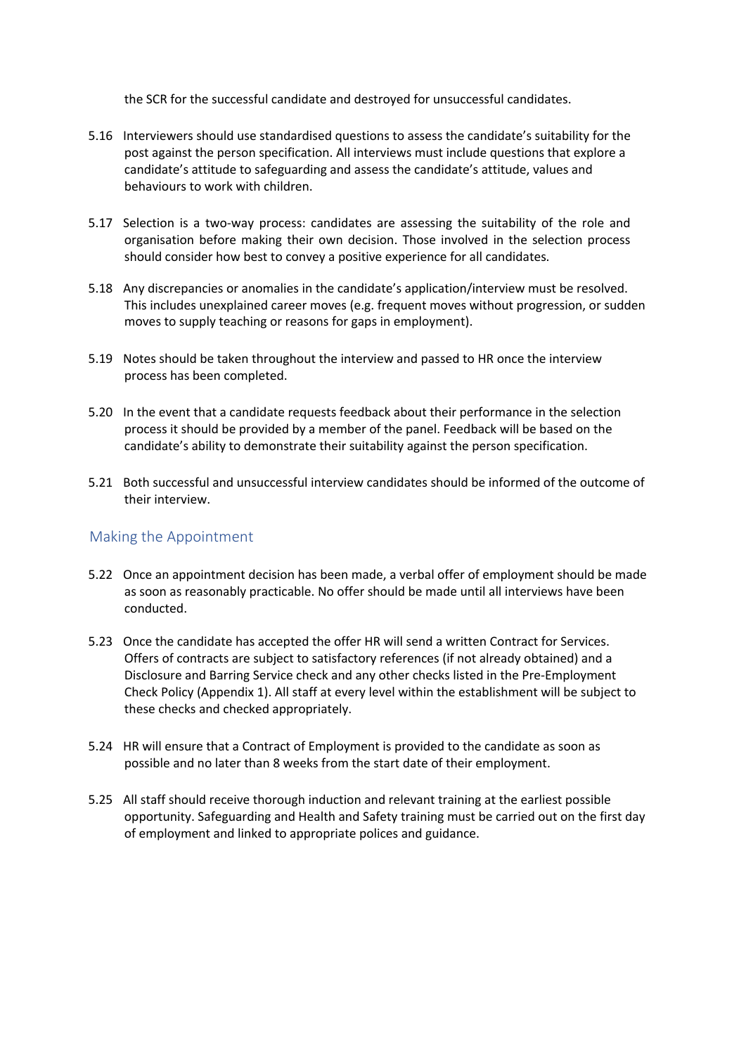the SCR for the successful candidate and destroyed for unsuccessful candidates.

5.16 Interviewers should use standardised questions to assess the candidate's suitability for the post against the person specification. All interviews must include questions that explore a candidate's attitude to safeguarding and assess the candidate's attitude, values and behaviours to work with children.

5.17 Selection is a two-way process: candidates are assessing the suitability of the role and organisation before making their own decision. Those involved in the selection process should consider how best to convey a positive experience for all candidates.

5.18 Any discrepancies or anomalies in the candidate's application/interview must be resolved. This includes unexplained career moves (e.g. frequent moves without progression, or sudden moves to supply teaching or reasons for gaps in employment).

5.19 Notes should be taken throughout the interview and passed to HR once the interview process has been completed.

5.20 In the event that a candidate requests feedback about their performance in the selection process it should be provided by a member of the panel. Feedback will be based on the candidate's ability to demonstrate their suitability against the person specification.

5.21 Both successful and unsuccessful interview candidates should be informed of the outcome of their interview.

## Making the Appointment

5.22 Once an appointment decision has been made, a verbal offer of employment should be made as soon as reasonably practicable. No offer should be made until all interviews have been conducted.

5.23 Once the candidate has accepted the offer HR will send a written Contract for Services. Offers of contracts are subject to satisfactory references (if not already obtained) and a Disclosure and Barring Service check and any other checks listed in the Pre-Employment Check Policy (Appendix 1). All staff at every level within the establishment will be subject to these checks and checked appropriately.

5.24 HR will ensure that a Contract of Employment is provided to the candidate as soon as possible and no later than 8 weeks from the start date of their employment.

5.25 All staff should receive thorough induction and relevant training at the earliest possible opportunity. Safeguarding and Health and Safety training must be carried out on the first day of employment and linked to appropriate polices and guidance.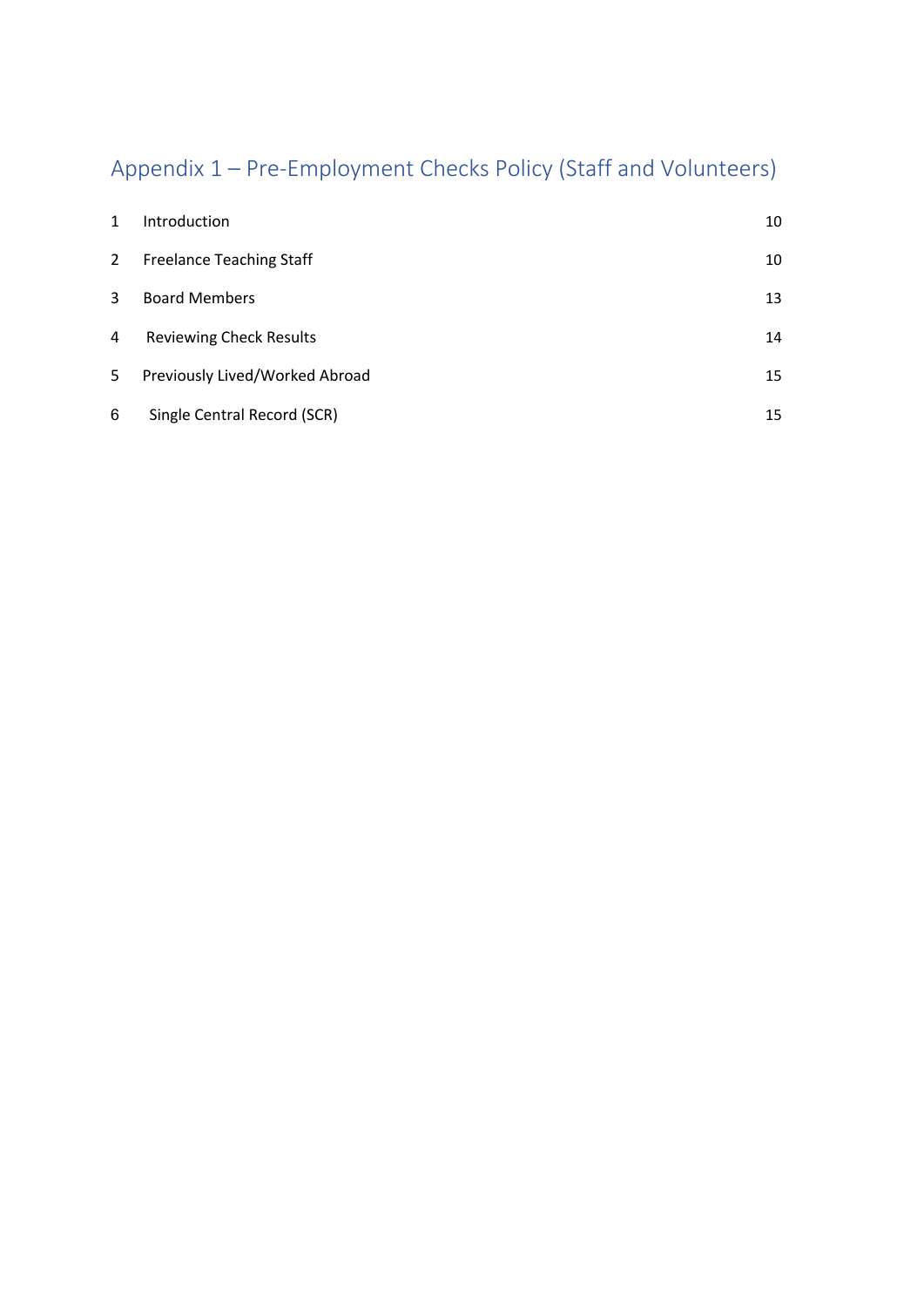# Appendix 1 – Pre-Employment Checks Policy (Staff and Volunteers)

| | | |
|---|---|---|
| 1 | Introduction | 10 |
| 2 | Freelance Teaching Staff | 10 |
| 3 | Board Members | 13 |
| 4 | Reviewing Check Results | 14 |
| 5 | Previously Lived/Worked Abroad | 15 |
| 6 | Single Central Record (SCR) | 15 |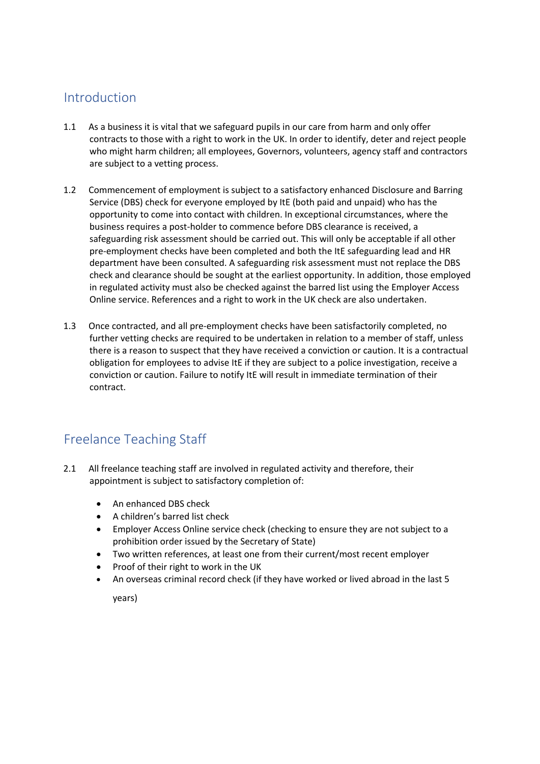## Introduction

1.1 As a business it is vital that we safeguard pupils in our care from harm and only offer contracts to those with a right to work in the UK. In order to identify, deter and reject people who might harm children; all employees, Governors, volunteers, agency staff and contractors are subject to a vetting process.

1.2 Commencement of employment is subject to a satisfactory enhanced Disclosure and Barring Service (DBS) check for everyone employed by ItE (both paid and unpaid) who has the opportunity to come into contact with children. In exceptional circumstances, where the business requires a post-holder to commence before DBS clearance is received, a safeguarding risk assessment should be carried out. This will only be acceptable if all other pre-employment checks have been completed and both the ItE safeguarding lead and HR department have been consulted. A safeguarding risk assessment must not replace the DBS check and clearance should be sought at the earliest opportunity. In addition, those employed in regulated activity must also be checked against the barred list using the Employer Access Online service. References and a right to work in the UK check are also undertaken.

1.3 Once contracted, and all pre-employment checks have been satisfactorily completed, no further vetting checks are required to be undertaken in relation to a member of staff, unless there is a reason to suspect that they have received a conviction or caution. It is a contractual obligation for employees to advise ItE if they are subject to a police investigation, receive a conviction or caution. Failure to notify ItE will result in immediate termination of their contract.

## Freelance Teaching Staff

2.1 All freelance teaching staff are involved in regulated activity and therefore, their appointment is subject to satisfactory completion of:

- An enhanced DBS check
- A children's barred list check
- Employer Access Online service check (checking to ensure they are not subject to a prohibition order issued by the Secretary of State)
- Two written references, at least one from their current/most recent employer
- Proof of their right to work in the UK
- An overseas criminal record check (if they have worked or lived abroad in the last 5 years)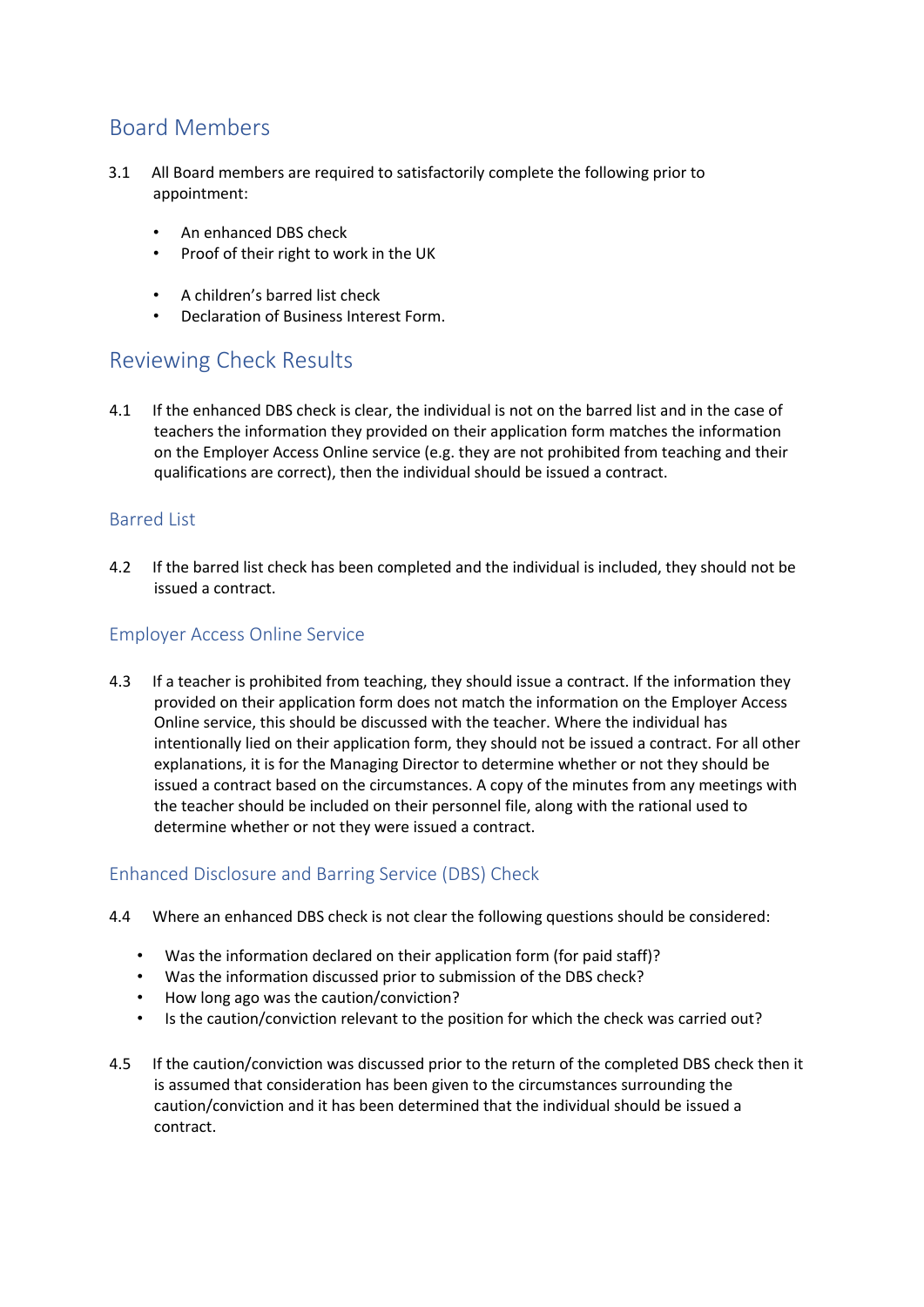## Board Members

3.1 All Board members are required to satisfactorily complete the following prior to appointment:

- An enhanced DBS check
- Proof of their right to work in the UK

- A children's barred list check
- Declaration of Business Interest Form.

## Reviewing Check Results

4.1 If the enhanced DBS check is clear, the individual is not on the barred list and in the case of teachers the information they provided on their application form matches the information on the Employer Access Online service (e.g. they are not prohibited from teaching and their qualifications are correct), then the individual should be issued a contract.

### Barred List

4.2 If the barred list check has been completed and the individual is included, they should not be issued a contract.

### Employer Access Online Service

4.3 If a teacher is prohibited from teaching, they should issue a contract. If the information they provided on their application form does not match the information on the Employer Access Online service, this should be discussed with the teacher. Where the individual has intentionally lied on their application form, they should not be issued a contract. For all other explanations, it is for the Managing Director to determine whether or not they should be issued a contract based on the circumstances. A copy of the minutes from any meetings with the teacher should be included on their personnel file, along with the rational used to determine whether or not they were issued a contract.

### Enhanced Disclosure and Barring Service (DBS) Check

4.4 Where an enhanced DBS check is not clear the following questions should be considered:

- Was the information declared on their application form (for paid staff)?
- Was the information discussed prior to submission of the DBS check?
- How long ago was the caution/conviction?
- Is the caution/conviction relevant to the position for which the check was carried out?

4.5 If the caution/conviction was discussed prior to the return of the completed DBS check then it is assumed that consideration has been given to the circumstances surrounding the caution/conviction and it has been determined that the individual should be issued a contract.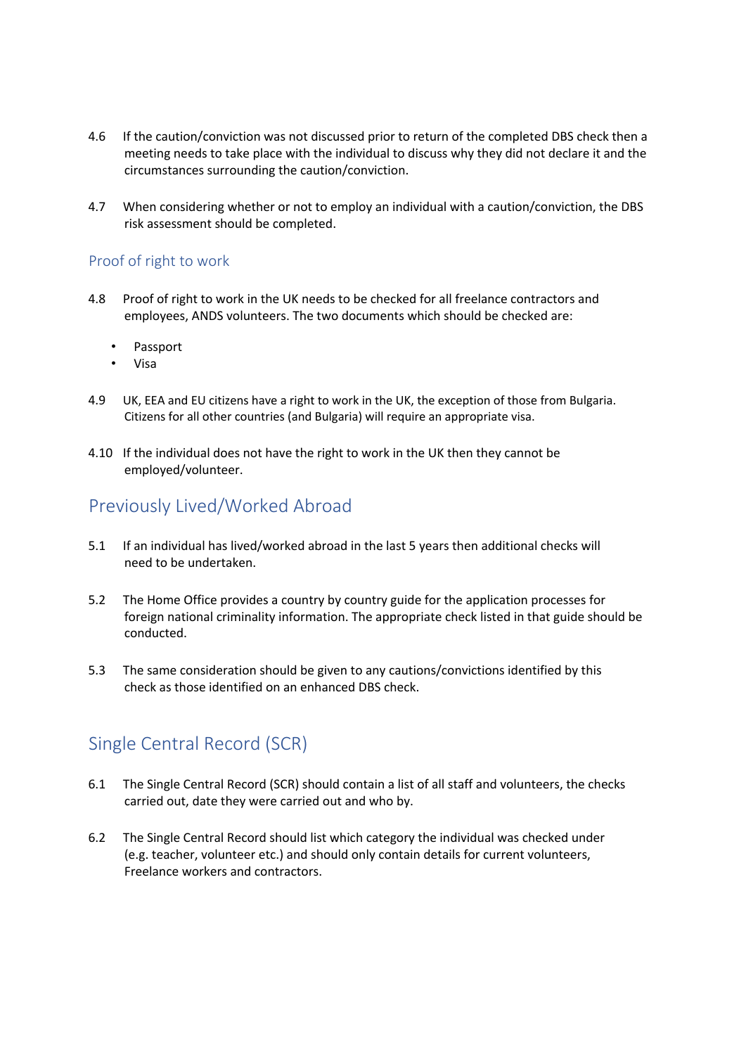4.6 If the caution/conviction was not discussed prior to return of the completed DBS check then a meeting needs to take place with the individual to discuss why they did not declare it and the circumstances surrounding the caution/conviction.

4.7 When considering whether or not to employ an individual with a caution/conviction, the DBS risk assessment should be completed.

### Proof of right to work

4.8 Proof of right to work in the UK needs to be checked for all freelance contractors and employees, ANDS volunteers. The two documents which should be checked are:

- Passport
- Visa

4.9 UK, EEA and EU citizens have a right to work in the UK, the exception of those from Bulgaria. Citizens for all other countries (and Bulgaria) will require an appropriate visa.

4.10 If the individual does not have the right to work in the UK then they cannot be employed/volunteer.

## Previously Lived/Worked Abroad

5.1 If an individual has lived/worked abroad in the last 5 years then additional checks will need to be undertaken.

5.2 The Home Office provides a country by country guide for the application processes for foreign national criminality information. The appropriate check listed in that guide should be conducted.

5.3 The same consideration should be given to any cautions/convictions identified by this check as those identified on an enhanced DBS check.

## Single Central Record (SCR)

6.1 The Single Central Record (SCR) should contain a list of all staff and volunteers, the checks carried out, date they were carried out and who by.

6.2 The Single Central Record should list which category the individual was checked under (e.g. teacher, volunteer etc.) and should only contain details for current volunteers, Freelance workers and contractors.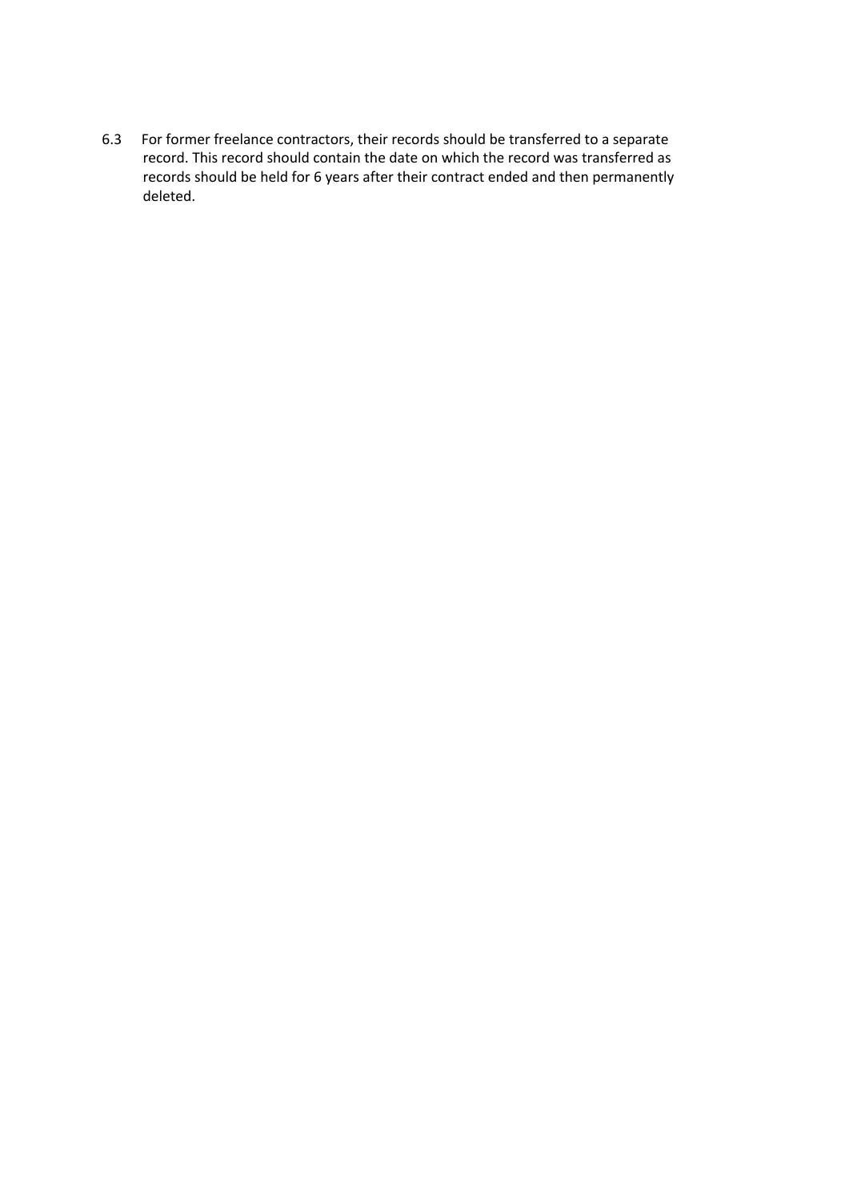6.3 For former freelance contractors, their records should be transferred to a separate record. This record should contain the date on which the record was transferred as records should be held for 6 years after their contract ended and then permanently deleted.